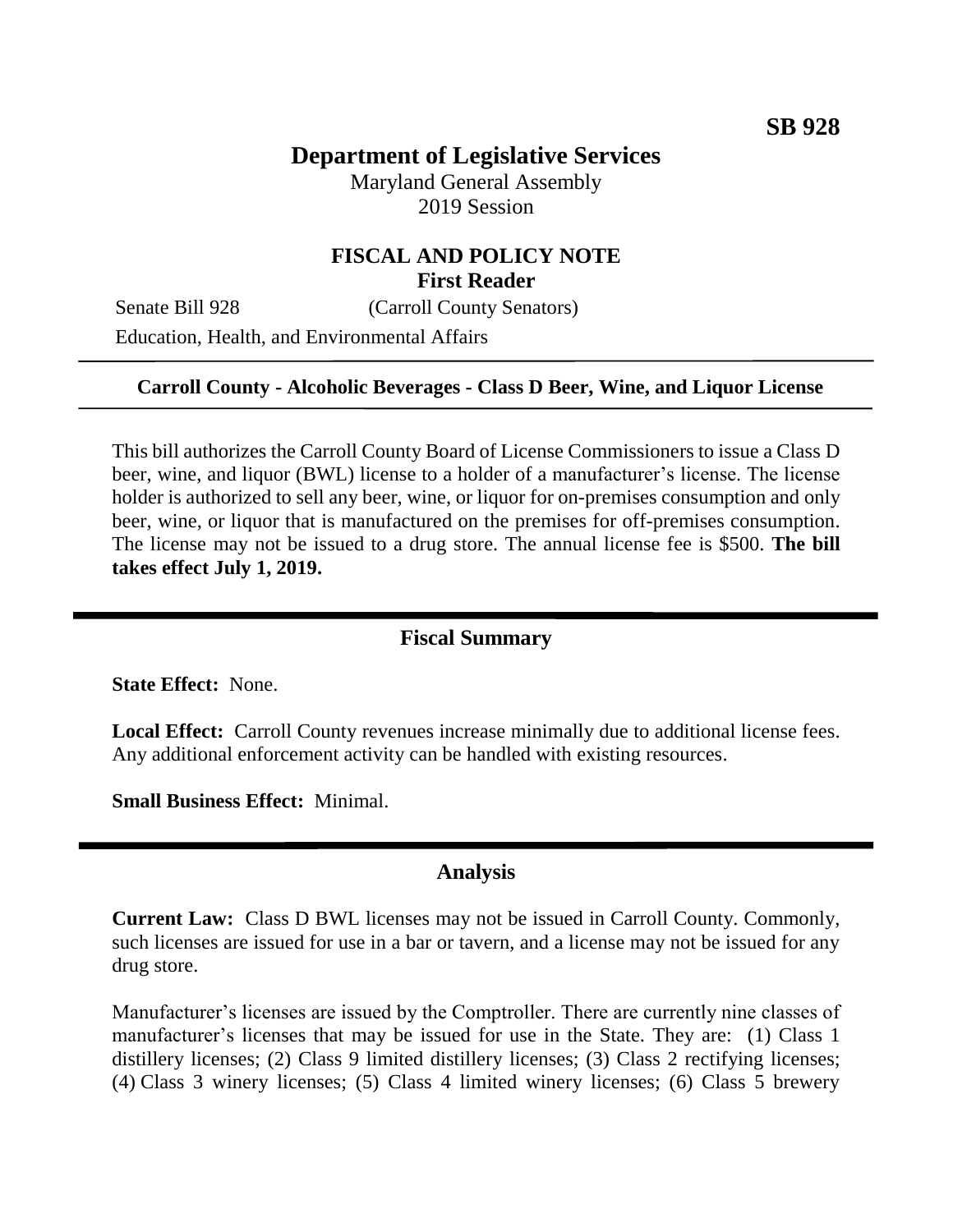**SB 928**

# Department of Legislative Services

Maryland General Assembly
2019 Session

## FISCAL AND POLICY NOTE
**First Reader**

Senate Bill 928 (Carroll County Senators)

Education, Health, and Environmental Affairs

**Carroll County - Alcoholic Beverages - Class D Beer, Wine, and Liquor License**

This bill authorizes the Carroll County Board of License Commissioners to issue a Class D beer, wine, and liquor (BWL) license to a holder of a manufacturer's license. The license holder is authorized to sell any beer, wine, or liquor for on-premises consumption and only beer, wine, or liquor that is manufactured on the premises for off-premises consumption. The license may not be issued to a drug store. The annual license fee is $500. **The bill takes effect July 1, 2019.**

## Fiscal Summary

**State Effect:** None.

**Local Effect:** Carroll County revenues increase minimally due to additional license fees. Any additional enforcement activity can be handled with existing resources.

**Small Business Effect:** Minimal.

## Analysis

**Current Law:** Class D BWL licenses may not be issued in Carroll County. Commonly, such licenses are issued for use in a bar or tavern, and a license may not be issued for any drug store.

Manufacturer's licenses are issued by the Comptroller. There are currently nine classes of manufacturer's licenses that may be issued for use in the State. They are: (1) Class 1 distillery licenses; (2) Class 9 limited distillery licenses; (3) Class 2 rectifying licenses; (4) Class 3 winery licenses; (5) Class 4 limited winery licenses; (6) Class 5 brewery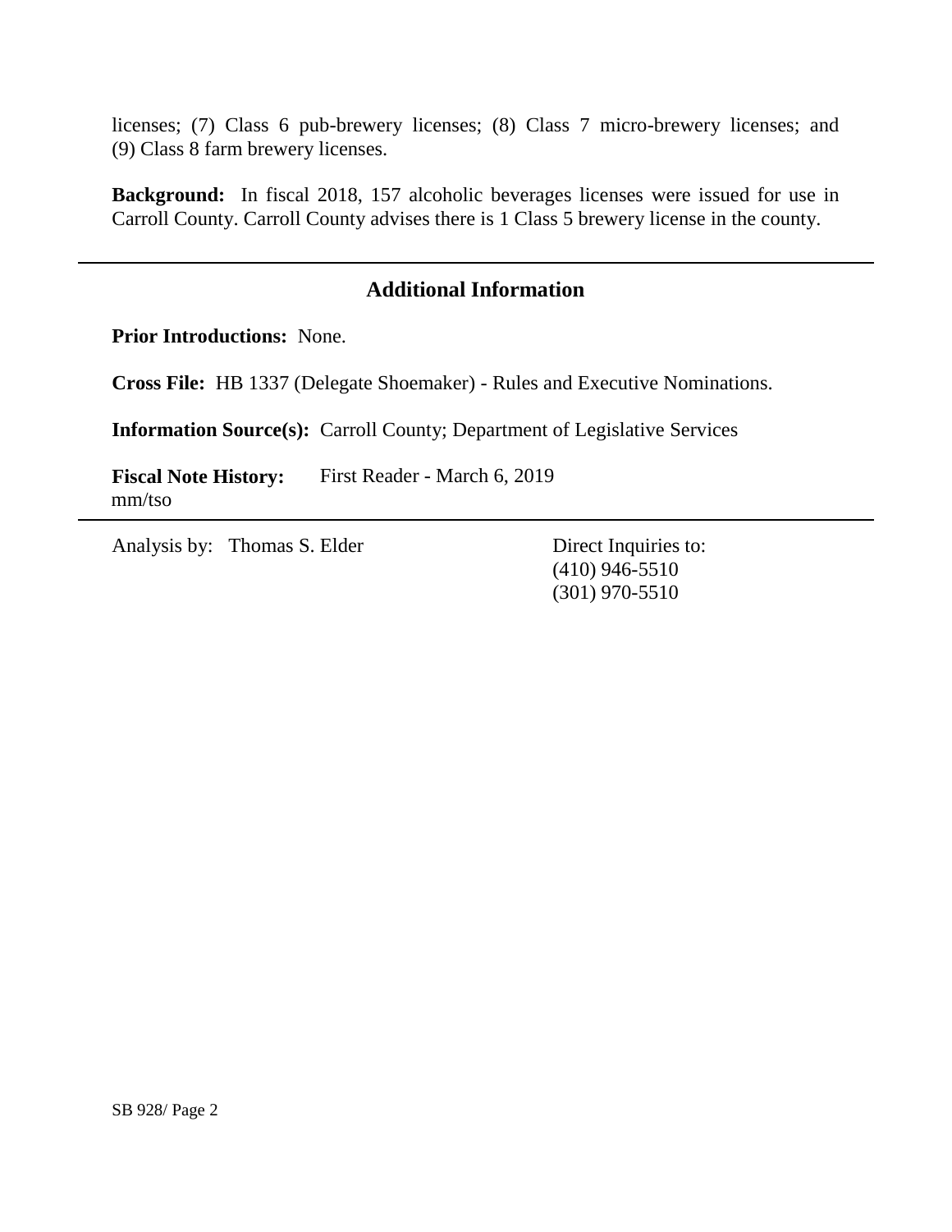licenses; (7) Class 6 pub-brewery licenses; (8) Class 7 micro-brewery licenses; and (9) Class 8 farm brewery licenses.

**Background:** In fiscal 2018, 157 alcoholic beverages licenses were issued for use in Carroll County. Carroll County advises there is 1 Class 5 brewery license in the county.

## Additional Information

**Prior Introductions:** None.

**Cross File:** HB 1337 (Delegate Shoemaker) - Rules and Executive Nominations.

**Information Source(s):** Carroll County; Department of Legislative Services

**Fiscal Note History:** First Reader - March 6, 2019
mm/tso

Analysis by: Thomas S. Elder

Direct Inquiries to:
(410) 946-5510
(301) 970-5510